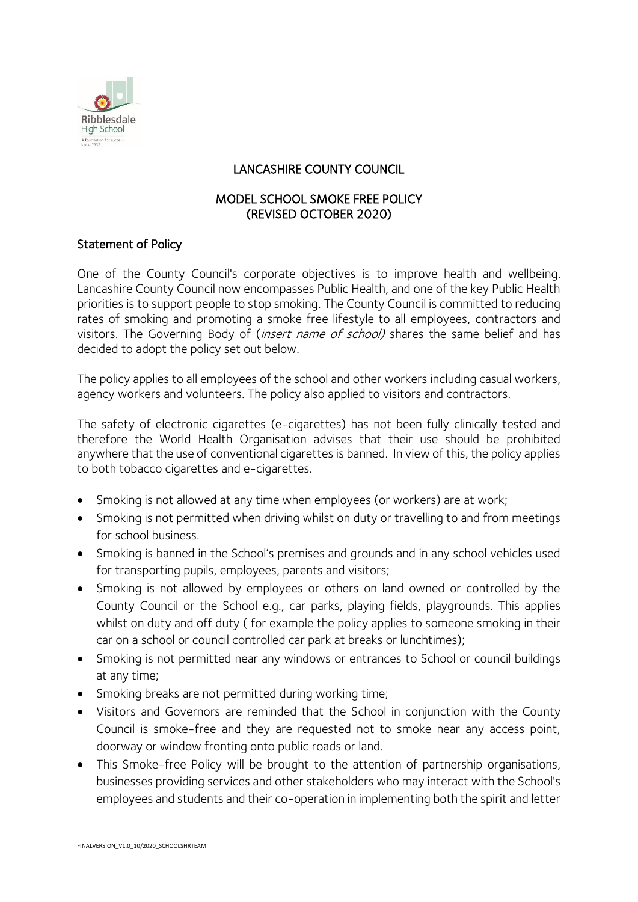# LANCASHIRE COUNTY COUNCIL

## MODEL SCHOOL SMOKE FREE POLICY
## (REVISED OCTOBER 2020)

### Statement of Policy

One of the County Council's corporate objectives is to improve health and wellbeing. Lancashire County Council now encompasses Public Health, and one of the key Public Health priorities is to support people to stop smoking. The County Council is committed to reducing rates of smoking and promoting a smoke free lifestyle to all employees, contractors and visitors. The Governing Body of (*insert name of school)* shares the same belief and has decided to adopt the policy set out below.

The policy applies to all employees of the school and other workers including casual workers, agency workers and volunteers. The policy also applied to visitors and contractors.

The safety of electronic cigarettes (e-cigarettes) has not been fully clinically tested and therefore the World Health Organisation advises that their use should be prohibited anywhere that the use of conventional cigarettes is banned. In view of this, the policy applies to both tobacco cigarettes and e-cigarettes.

- Smoking is not allowed at any time when employees (or workers) are at work;
- Smoking is not permitted when driving whilst on duty or travelling to and from meetings for school business.
- Smoking is banned in the School's premises and grounds and in any school vehicles used for transporting pupils, employees, parents and visitors;
- Smoking is not allowed by employees or others on land owned or controlled by the County Council or the School e.g., car parks, playing fields, playgrounds. This applies whilst on duty and off duty ( for example the policy applies to someone smoking in their car on a school or council controlled car park at breaks or lunchtimes);
- Smoking is not permitted near any windows or entrances to School or council buildings at any time;
- Smoking breaks are not permitted during working time;
- Visitors and Governors are reminded that the School in conjunction with the County Council is smoke-free and they are requested not to smoke near any access point, doorway or window fronting onto public roads or land.
- This Smoke-free Policy will be brought to the attention of partnership organisations, businesses providing services and other stakeholders who may interact with the School's employees and students and their co-operation in implementing both the spirit and letter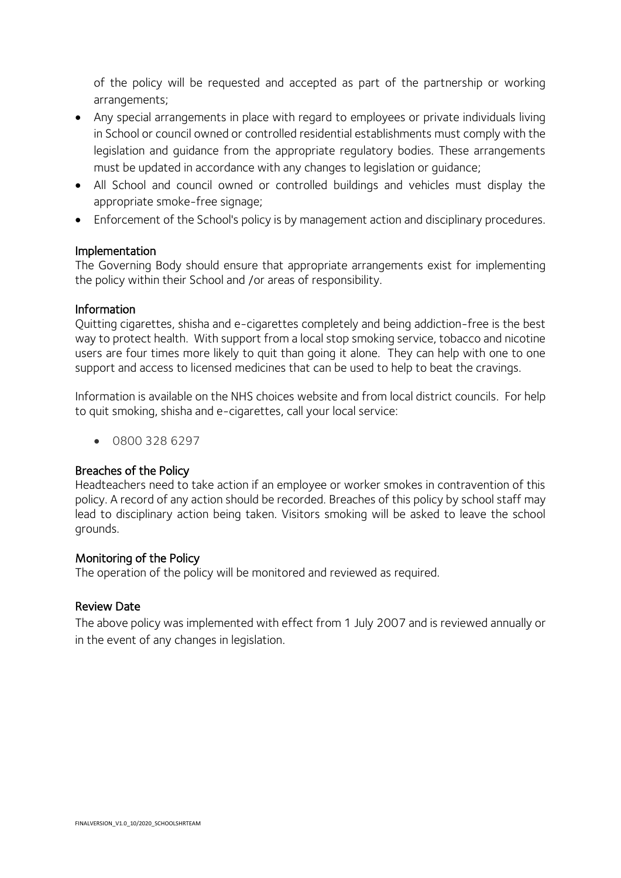of the policy will be requested and accepted as part of the partnership or working arrangements;

- Any special arrangements in place with regard to employees or private individuals living in School or council owned or controlled residential establishments must comply with the legislation and guidance from the appropriate regulatory bodies. These arrangements must be updated in accordance with any changes to legislation or guidance;
- All School and council owned or controlled buildings and vehicles must display the appropriate smoke-free signage;
- Enforcement of the School's policy is by management action and disciplinary procedures.

### Implementation

The Governing Body should ensure that appropriate arrangements exist for implementing the policy within their School and /or areas of responsibility.

### Information

Quitting cigarettes, shisha and e-cigarettes completely and being addiction-free is the best way to protect health. With support from a local stop smoking service, tobacco and nicotine users are four times more likely to quit than going it alone. They can help with one to one support and access to licensed medicines that can be used to help to beat the cravings.

Information is available on the NHS choices website and from local district councils. For help to quit smoking, shisha and e-cigarettes, call your local service:

- 0800 328 6297

### Breaches of the Policy

Headteachers need to take action if an employee or worker smokes in contravention of this policy. A record of any action should be recorded. Breaches of this policy by school staff may lead to disciplinary action being taken. Visitors smoking will be asked to leave the school grounds.

### Monitoring of the Policy

The operation of the policy will be monitored and reviewed as required.

### Review Date

The above policy was implemented with effect from 1 July 2007 and is reviewed annually or in the event of any changes in legislation.